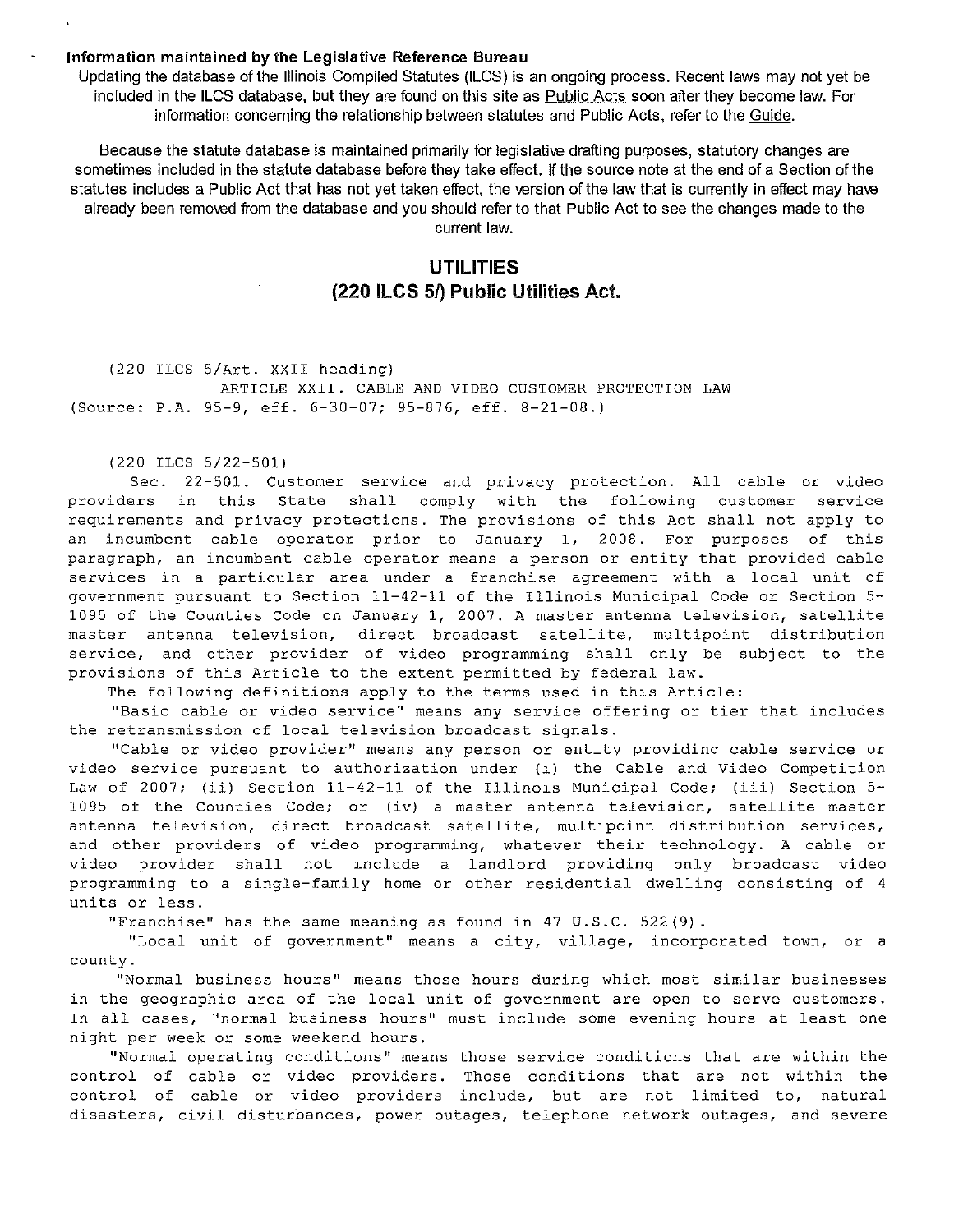**Information maintained by the Legislative Reference Bureau**

Updating the database of the Illinois Compiled Statutes (ILCS) is an ongoing process. Recent laws may not yet be included in the ILCS database, but they are found on this site as Public Acts soon after they become law. For information concerning the relationship between statutes and Public Acts, refer to the Guide.

Because the statute database is maintained primarily for legislative drafting purposes, statutory changes are sometimes included in the statute database before they take effect. If the source note at the end of a Section of the statutes includes a Public Act that has not yet taken effect, the version of the law that is currently in effect may have already been removed from the database and you should refer to that Public Act to see the changes made to the current law.

## UTILITIES
## (220 ILCS 5/) Public Utilities Act.

(220 ILCS 5/Art. XXII heading)

ARTICLE XXII. CABLE AND VIDEO CUSTOMER PROTECTION LAW

(Source: P.A. 95-9, eff. 6-30-07; 95-876, eff. 8-21-08.)

(220 ILCS 5/22-501)

Sec. 22-501. Customer service and privacy protection. All cable or video providers in this State shall comply with the following customer service requirements and privacy protections. The provisions of this Act shall not apply to an incumbent cable operator prior to January 1, 2008. For purposes of this paragraph, an incumbent cable operator means a person or entity that provided cable services in a particular area under a franchise agreement with a local unit of government pursuant to Section 11-42-11 of the Illinois Municipal Code or Section 5-1095 of the Counties Code on January 1, 2007. A master antenna television, satellite master antenna television, direct broadcast satellite, multipoint distribution service, and other provider of video programming shall only be subject to the provisions of this Article to the extent permitted by federal law.

The following definitions apply to the terms used in this Article:

"Basic cable or video service" means any service offering or tier that includes the retransmission of local television broadcast signals.

"Cable or video provider" means any person or entity providing cable service or video service pursuant to authorization under (i) the Cable and Video Competition Law of 2007; (ii) Section 11-42-11 of the Illinois Municipal Code; (iii) Section 5-1095 of the Counties Code; or (iv) a master antenna television, satellite master antenna television, direct broadcast satellite, multipoint distribution services, and other providers of video programming, whatever their technology. A cable or video provider shall not include a landlord providing only broadcast video programming to a single-family home or other residential dwelling consisting of 4 units or less.

"Franchise" has the same meaning as found in 47 U.S.C. 522(9).

"Local unit of government" means a city, village, incorporated town, or a county.

"Normal business hours" means those hours during which most similar businesses in the geographic area of the local unit of government are open to serve customers. In all cases, "normal business hours" must include some evening hours at least one night per week or some weekend hours.

"Normal operating conditions" means those service conditions that are within the control of cable or video providers. Those conditions that are not within the control of cable or video providers include, but are not limited to, natural disasters, civil disturbances, power outages, telephone network outages, and severe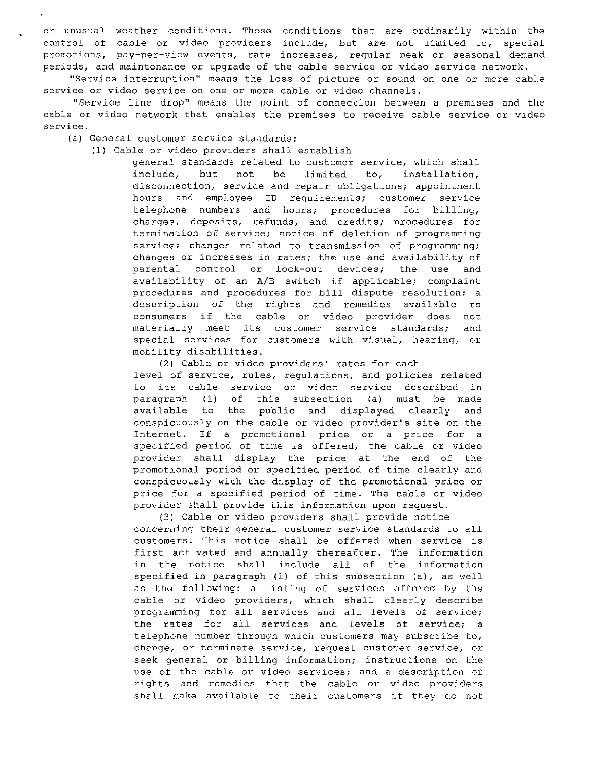or unusual weather conditions. Those conditions that are ordinarily within the control of cable or video providers include, but are not limited to, special promotions, pay-per-view events, rate increases, regular peak or seasonal demand periods, and maintenance or upgrade of the cable service or video service network.

"Service interruption" means the loss of picture or sound on one or more cable service or video service on one or more cable or video channels.

"Service line drop" means the point of connection between a premises and the cable or video network that enables the premises to receive cable service or video service.

(a) General customer service standards:

(1) Cable or video providers shall establish general standards related to customer service, which shall include, but not be limited to, installation, disconnection, service and repair obligations; appointment hours and employee ID requirements; customer service telephone numbers and hours; procedures for billing, charges, deposits, refunds, and credits; procedures for termination of service; notice of deletion of programming service; changes related to transmission of programming; changes or increases in rates; the use and availability of parental control or lock-out devices; the use and availability of an A/B switch if applicable; complaint procedures and procedures for bill dispute resolution; a description of the rights and remedies available to consumers if the cable or video provider does not materially meet its customer service standards; and special services for customers with visual, hearing, or mobility disabilities.

(2) Cable or video providers' rates for each level of service, rules, regulations, and policies related to its cable service or video service described in paragraph (1) of this subsection (a) must be made available to the public and displayed clearly and conspicuously on the cable or video provider's site on the Internet. If a promotional price or a price for a specified period of time is offered, the cable or video provider shall display the price at the end of the promotional period or specified period of time clearly and conspicuously with the display of the promotional price or price for a specified period of time. The cable or video provider shall provide this information upon request.

(3) Cable or video providers shall provide notice concerning their general customer service standards to all customers. This notice shall be offered when service is first activated and annually thereafter. The information in the notice shall include all of the information specified in paragraph (1) of this subsection (a), as well as the following: a listing of services offered by the cable or video providers, which shall clearly describe programming for all services and all levels of service; the rates for all services and levels of service; a telephone number through which customers may subscribe to, change, or terminate service, request customer service, or seek general or billing information; instructions on the use of the cable or video services; and a description of rights and remedies that the cable or video providers shall make available to their customers if they do not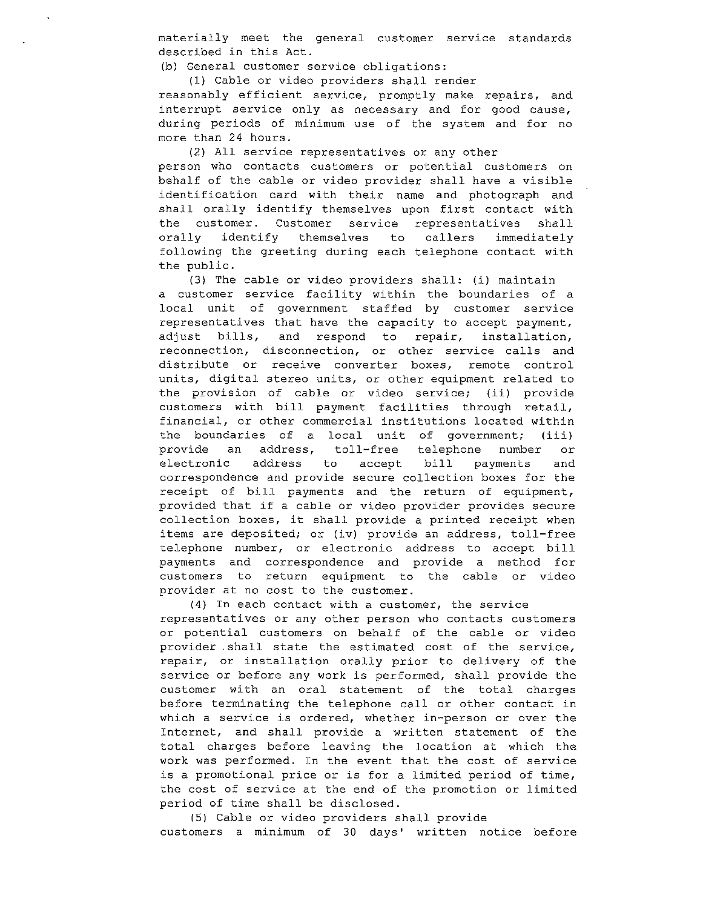materially meet the general customer service standards described in this Act.

(b) General customer service obligations:

(1) Cable or video providers shall render reasonably efficient service, promptly make repairs, and interrupt service only as necessary and for good cause, during periods of minimum use of the system and for no more than 24 hours.

(2) All service representatives or any other person who contacts customers or potential customers on behalf of the cable or video provider shall have a visible identification card with their name and photograph and shall orally identify themselves upon first contact with the customer. Customer service representatives shall orally identify themselves to callers immediately following the greeting during each telephone contact with the public.

(3) The cable or video providers shall: (i) maintain a customer service facility within the boundaries of a local unit of government staffed by customer service representatives that have the capacity to accept payment, adjust bills, and respond to repair, installation, reconnection, disconnection, or other service calls and distribute or receive converter boxes, remote control units, digital stereo units, or other equipment related to the provision of cable or video service; (ii) provide customers with bill payment facilities through retail, financial, or other commercial institutions located within the boundaries of a local unit of government; (iii) provide an address, toll-free telephone number or electronic address to accept bill payments and correspondence and provide secure collection boxes for the receipt of bill payments and the return of equipment, provided that if a cable or video provider provides secure collection boxes, it shall provide a printed receipt when items are deposited; or (iv) provide an address, toll-free telephone number, or electronic address to accept bill payments and correspondence and provide a method for customers to return equipment to the cable or video provider at no cost to the customer.

(4) In each contact with a customer, the service representatives or any other person who contacts customers or potential customers on behalf of the cable or video provider shall state the estimated cost of the service, repair, or installation orally prior to delivery of the service or before any work is performed, shall provide the customer with an oral statement of the total charges before terminating the telephone call or other contact in which a service is ordered, whether in-person or over the Internet, and shall provide a written statement of the total charges before leaving the location at which the work was performed. In the event that the cost of service is a promotional price or is for a limited period of time, the cost of service at the end of the promotion or limited period of time shall be disclosed.

(5) Cable or video providers shall provide customers a minimum of 30 days' written notice before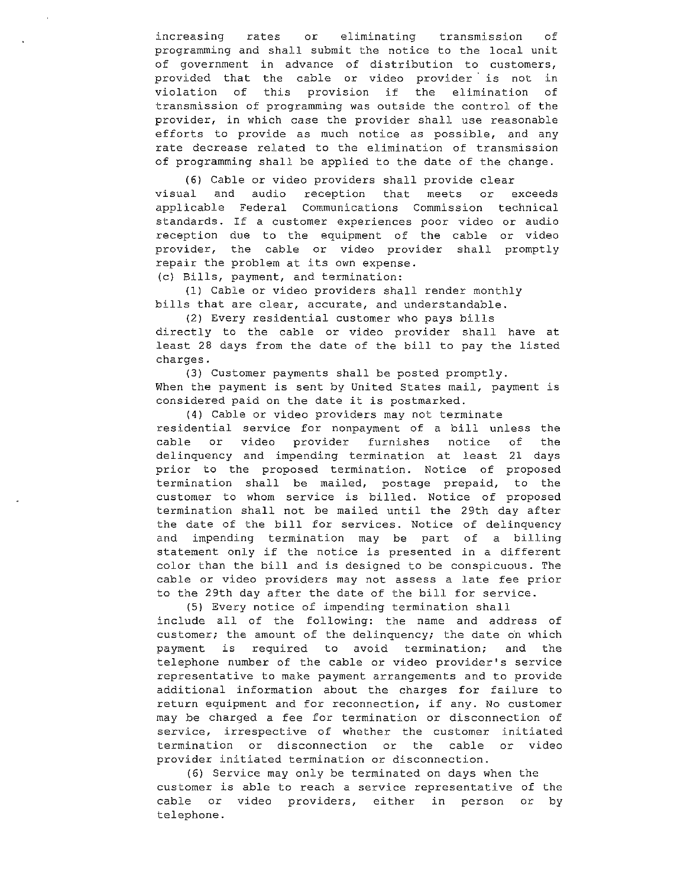increasing rates or eliminating transmission of programming and shall submit the notice to the local unit of government in advance of distribution to customers, provided that the cable or video provider is not in violation of this provision if the elimination of transmission of programming was outside the control of the provider, in which case the provider shall use reasonable efforts to provide as much notice as possible, and any rate decrease related to the elimination of transmission of programming shall be applied to the date of the change.

(6) Cable or video providers shall provide clear visual and audio reception that meets or exceeds applicable Federal Communications Commission technical standards. If a customer experiences poor video or audio reception due to the equipment of the cable or video provider, the cable or video provider shall promptly repair the problem at its own expense.

(c) Bills, payment, and termination:

(1) Cable or video providers shall render monthly bills that are clear, accurate, and understandable.

(2) Every residential customer who pays bills directly to the cable or video provider shall have at least 28 days from the date of the bill to pay the listed charges.

(3) Customer payments shall be posted promptly. When the payment is sent by United States mail, payment is considered paid on the date it is postmarked.

(4) Cable or video providers may not terminate residential service for nonpayment of a bill unless the cable or video provider furnishes notice of the delinquency and impending termination at least 21 days prior to the proposed termination. Notice of proposed termination shall be mailed, postage prepaid, to the customer to whom service is billed. Notice of proposed termination shall not be mailed until the 29th day after the date of the bill for services. Notice of delinquency and impending termination may be part of a billing statement only if the notice is presented in a different color than the bill and is designed to be conspicuous. The cable or video providers may not assess a late fee prior to the 29th day after the date of the bill for service.

(5) Every notice of impending termination shall include all of the following: the name and address of customer; the amount of the delinquency; the date on which payment is required to avoid termination; and the telephone number of the cable or video provider's service representative to make payment arrangements and to provide additional information about the charges for failure to return equipment and for reconnection, if any. No customer may be charged a fee for termination or disconnection of service, irrespective of whether the customer initiated termination or disconnection or the cable or video provider initiated termination or disconnection.

(6) Service may only be terminated on days when the customer is able to reach a service representative of the cable or video providers, either in person or by telephone.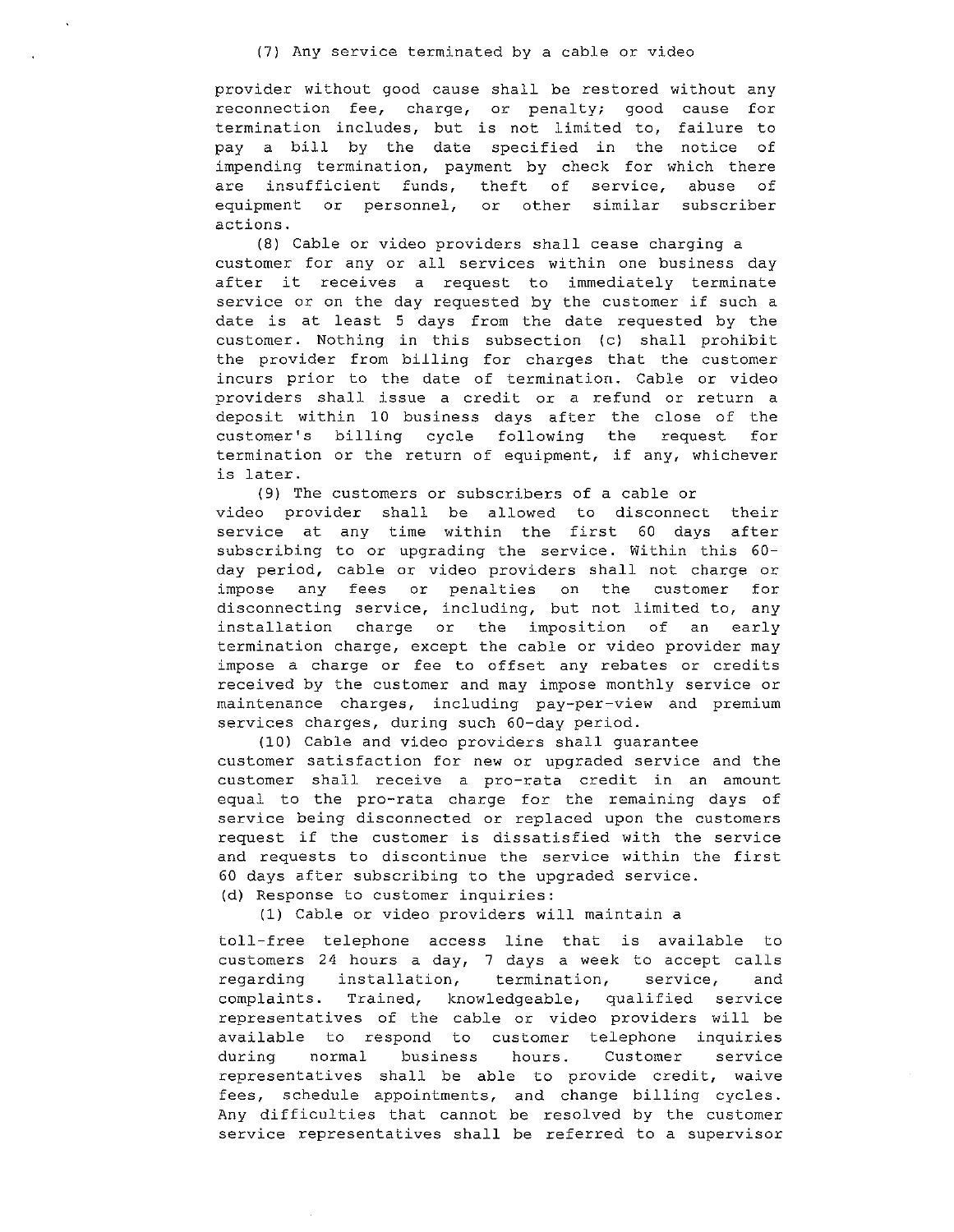(7) Any service terminated by a cable or video provider without good cause shall be restored without any reconnection fee, charge, or penalty; good cause for termination includes, but is not limited to, failure to pay a bill by the date specified in the notice of impending termination, payment by check for which there are insufficient funds, theft of service, abuse of equipment or personnel, or other similar subscriber actions.

(8) Cable or video providers shall cease charging a customer for any or all services within one business day after it receives a request to immediately terminate service or on the day requested by the customer if such a date is at least 5 days from the date requested by the customer. Nothing in this subsection (c) shall prohibit the provider from billing for charges that the customer incurs prior to the date of termination. Cable or video providers shall issue a credit or a refund or return a deposit within 10 business days after the close of the customer's billing cycle following the request for termination or the return of equipment, if any, whichever is later.

(9) The customers or subscribers of a cable or video provider shall be allowed to disconnect their service at any time within the first 60 days after subscribing to or upgrading the service. Within this 60-day period, cable or video providers shall not charge or impose any fees or penalties on the customer for disconnecting service, including, but not limited to, any installation charge or the imposition of an early termination charge, except the cable or video provider may impose a charge or fee to offset any rebates or credits received by the customer and may impose monthly service or maintenance charges, including pay-per-view and premium services charges, during such 60-day period.

(10) Cable and video providers shall guarantee customer satisfaction for new or upgraded service and the customer shall receive a pro-rata credit in an amount equal to the pro-rata charge for the remaining days of service being disconnected or replaced upon the customers request if the customer is dissatisfied with the service and requests to discontinue the service within the first 60 days after subscribing to the upgraded service.

(d) Response to customer inquiries:

(1) Cable or video providers will maintain a toll-free telephone access line that is available to customers 24 hours a day, 7 days a week to accept calls regarding installation, termination, service, and complaints. Trained, knowledgeable, qualified service representatives of the cable or video providers will be available to respond to customer telephone inquiries during normal business hours. Customer service representatives shall be able to provide credit, waive fees, schedule appointments, and change billing cycles. Any difficulties that cannot be resolved by the customer service representatives shall be referred to a supervisor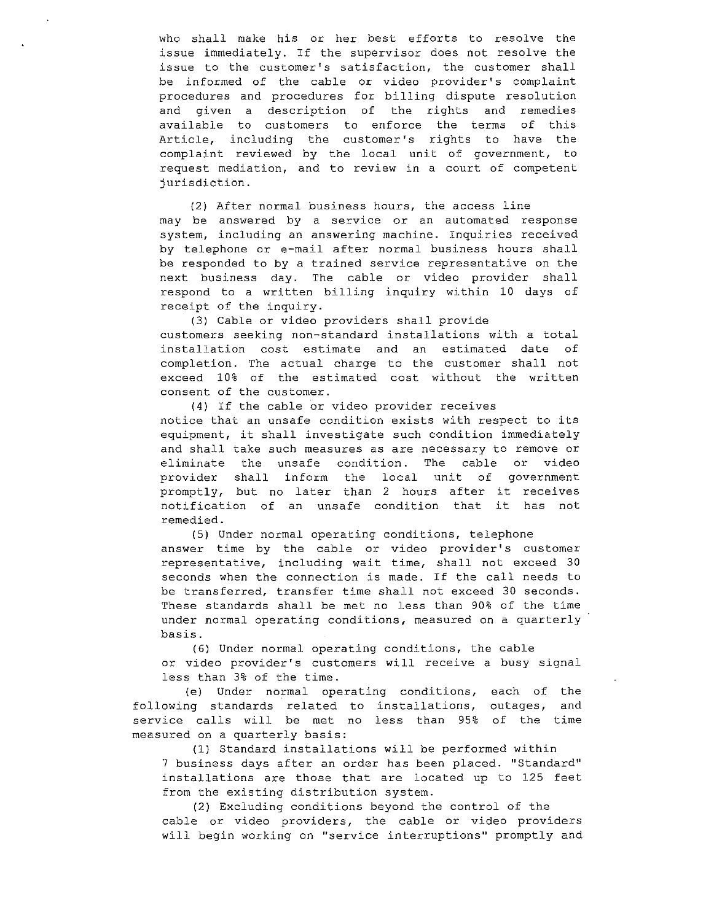who shall make his or her best efforts to resolve the issue immediately. If the supervisor does not resolve the issue to the customer's satisfaction, the customer shall be informed of the cable or video provider's complaint procedures and procedures for billing dispute resolution and given a description of the rights and remedies available to customers to enforce the terms of this Article, including the customer's rights to have the complaint reviewed by the local unit of government, to request mediation, and to review in a court of competent jurisdiction.

(2) After normal business hours, the access line may be answered by a service or an automated response system, including an answering machine. Inquiries received by telephone or e-mail after normal business hours shall be responded to by a trained service representative on the next business day. The cable or video provider shall respond to a written billing inquiry within 10 days of receipt of the inquiry.

(3) Cable or video providers shall provide customers seeking non-standard installations with a total installation cost estimate and an estimated date of completion. The actual charge to the customer shall not exceed 10% of the estimated cost without the written consent of the customer.

(4) If the cable or video provider receives notice that an unsafe condition exists with respect to its equipment, it shall investigate such condition immediately and shall take such measures as are necessary to remove or eliminate the unsafe condition. The cable or video provider shall inform the local unit of government promptly, but no later than 2 hours after it receives notification of an unsafe condition that it has not remedied.

(5) Under normal operating conditions, telephone answer time by the cable or video provider's customer representative, including wait time, shall not exceed 30 seconds when the connection is made. If the call needs to be transferred, transfer time shall not exceed 30 seconds. These standards shall be met no less than 90% of the time under normal operating conditions, measured on a quarterly basis.

(6) Under normal operating conditions, the cable or video provider's customers will receive a busy signal less than 3% of the time.

(e) Under normal operating conditions, each of the following standards related to installations, outages, and service calls will be met no less than 95% of the time measured on a quarterly basis:

(1) Standard installations will be performed within 7 business days after an order has been placed. "Standard" installations are those that are located up to 125 feet from the existing distribution system.

(2) Excluding conditions beyond the control of the cable or video providers, the cable or video providers will begin working on "service interruptions" promptly and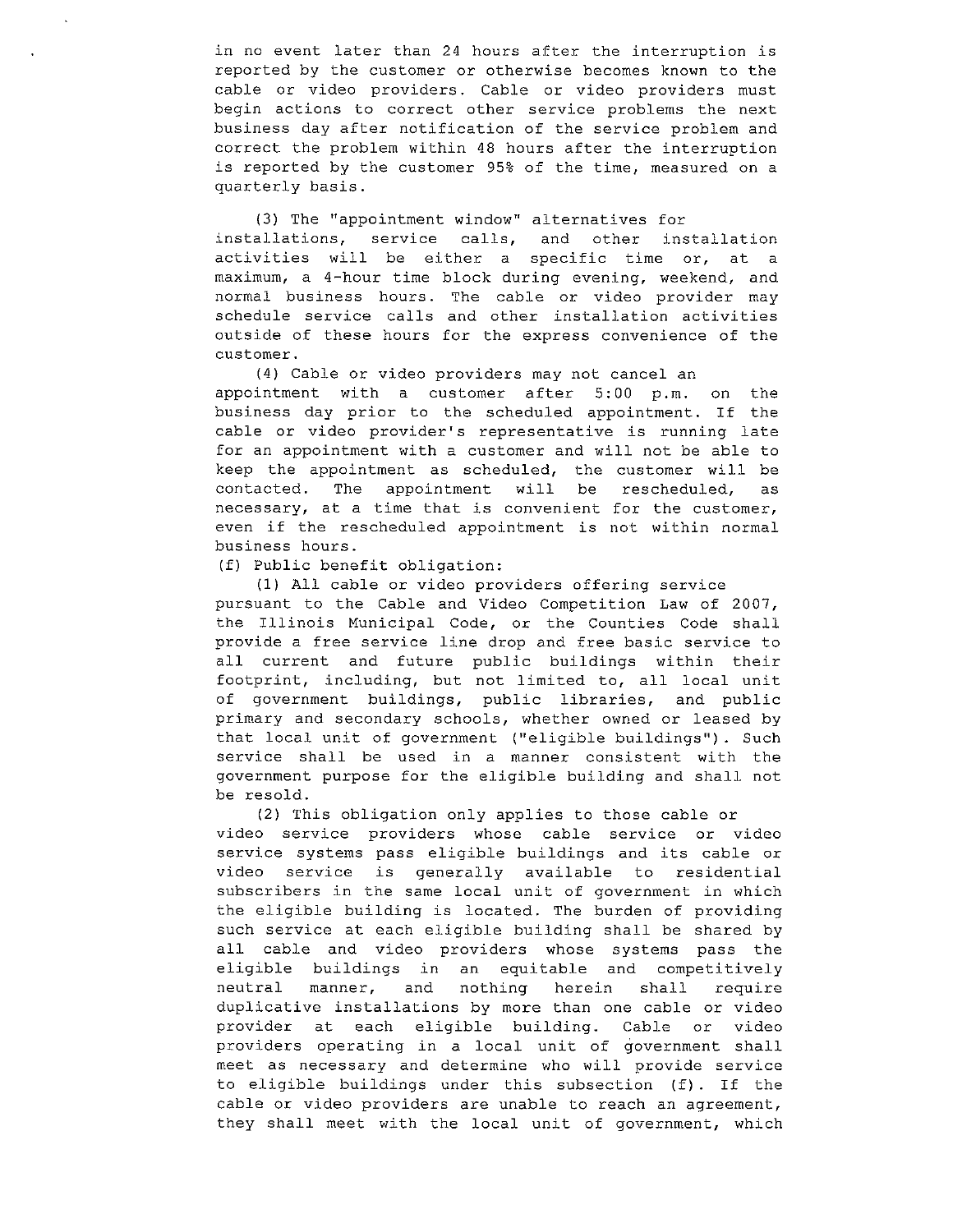in no event later than 24 hours after the interruption is reported by the customer or otherwise becomes known to the cable or video providers. Cable or video providers must begin actions to correct other service problems the next business day after notification of the service problem and correct the problem within 48 hours after the interruption is reported by the customer 95% of the time, measured on a quarterly basis.

(3) The "appointment window" alternatives for installations, service calls, and other installation activities will be either a specific time or, at a maximum, a 4-hour time block during evening, weekend, and normal business hours. The cable or video provider may schedule service calls and other installation activities outside of these hours for the express convenience of the customer.

(4) Cable or video providers may not cancel an appointment with a customer after 5:00 p.m. on the business day prior to the scheduled appointment. If the cable or video provider's representative is running late for an appointment with a customer and will not be able to keep the appointment as scheduled, the customer will be contacted. The appointment will be rescheduled, as necessary, at a time that is convenient for the customer, even if the rescheduled appointment is not within normal business hours.

(f) Public benefit obligation:

(1) All cable or video providers offering service pursuant to the Cable and Video Competition Law of 2007, the Illinois Municipal Code, or the Counties Code shall provide a free service line drop and free basic service to all current and future public buildings within their footprint, including, but not limited to, all local unit of government buildings, public libraries, and public primary and secondary schools, whether owned or leased by that local unit of government ("eligible buildings"). Such service shall be used in a manner consistent with the government purpose for the eligible building and shall not be resold.

(2) This obligation only applies to those cable or video service providers whose cable service or video service systems pass eligible buildings and its cable or video service is generally available to residential subscribers in the same local unit of government in which the eligible building is located. The burden of providing such service at each eligible building shall be shared by all cable and video providers whose systems pass the eligible buildings in an equitable and competitively neutral manner, and nothing herein shall require duplicative installations by more than one cable or video provider at each eligible building. Cable or video providers operating in a local unit of government shall meet as necessary and determine who will provide service to eligible buildings under this subsection (f). If the cable or video providers are unable to reach an agreement, they shall meet with the local unit of government, which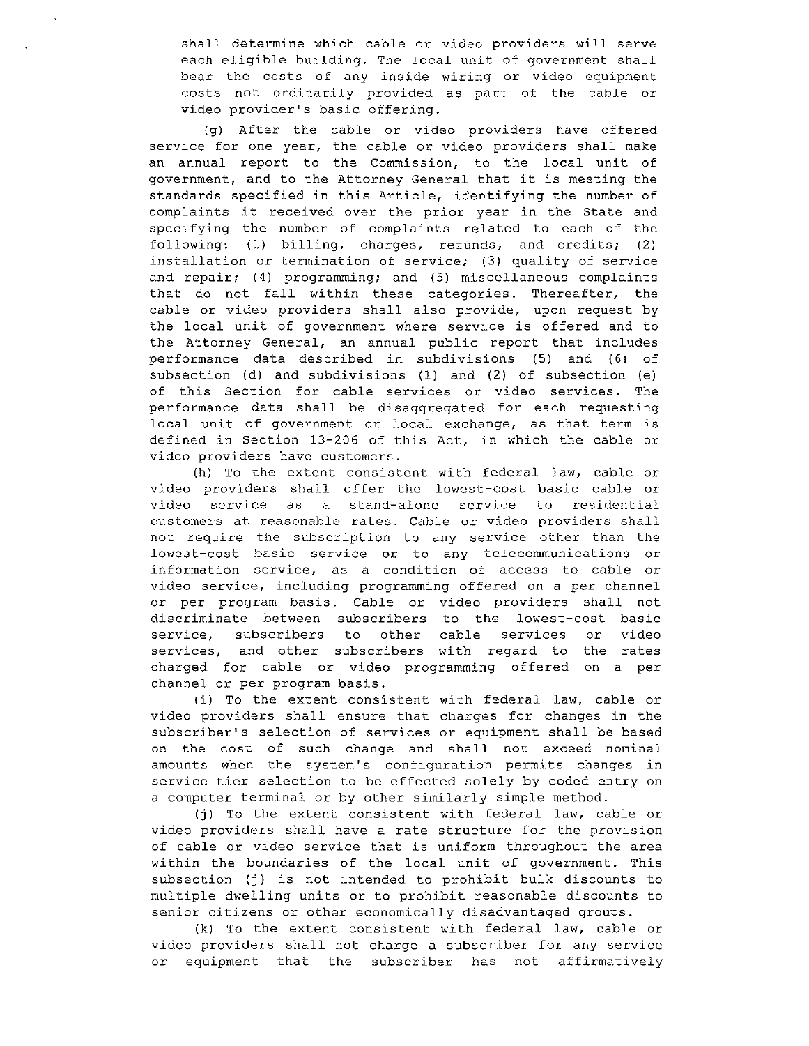shall determine which cable or video providers will serve each eligible building. The local unit of government shall bear the costs of any inside wiring or video equipment costs not ordinarily provided as part of the cable or video provider's basic offering.

(g) After the cable or video providers have offered service for one year, the cable or video providers shall make an annual report to the Commission, to the local unit of government, and to the Attorney General that it is meeting the standards specified in this Article, identifying the number of complaints it received over the prior year in the State and specifying the number of complaints related to each of the following: (1) billing, charges, refunds, and credits; (2) installation or termination of service; (3) quality of service and repair; (4) programming; and (5) miscellaneous complaints that do not fall within these categories. Thereafter, the cable or video providers shall also provide, upon request by the local unit of government where service is offered and to the Attorney General, an annual public report that includes performance data described in subdivisions (5) and (6) of subsection (d) and subdivisions (1) and (2) of subsection (e) of this Section for cable services or video services. The performance data shall be disaggregated for each requesting local unit of government or local exchange, as that term is defined in Section 13-206 of this Act, in which the cable or video providers have customers.

(h) To the extent consistent with federal law, cable or video providers shall offer the lowest-cost basic cable or video service as a stand-alone service to residential customers at reasonable rates. Cable or video providers shall not require the subscription to any service other than the lowest-cost basic service or to any telecommunications or information service, as a condition of access to cable or video service, including programming offered on a per channel or per program basis. Cable or video providers shall not discriminate between subscribers to the lowest-cost basic service, subscribers to other cable services or video services, and other subscribers with regard to the rates charged for cable or video programming offered on a per channel or per program basis.

(i) To the extent consistent with federal law, cable or video providers shall ensure that charges for changes in the subscriber's selection of services or equipment shall be based on the cost of such change and shall not exceed nominal amounts when the system's configuration permits changes in service tier selection to be effected solely by coded entry on a computer terminal or by other similarly simple method.

(j) To the extent consistent with federal law, cable or video providers shall have a rate structure for the provision of cable or video service that is uniform throughout the area within the boundaries of the local unit of government. This subsection (j) is not intended to prohibit bulk discounts to multiple dwelling units or to prohibit reasonable discounts to senior citizens or other economically disadvantaged groups.

(k) To the extent consistent with federal law, cable or video providers shall not charge a subscriber for any service or equipment that the subscriber has not affirmatively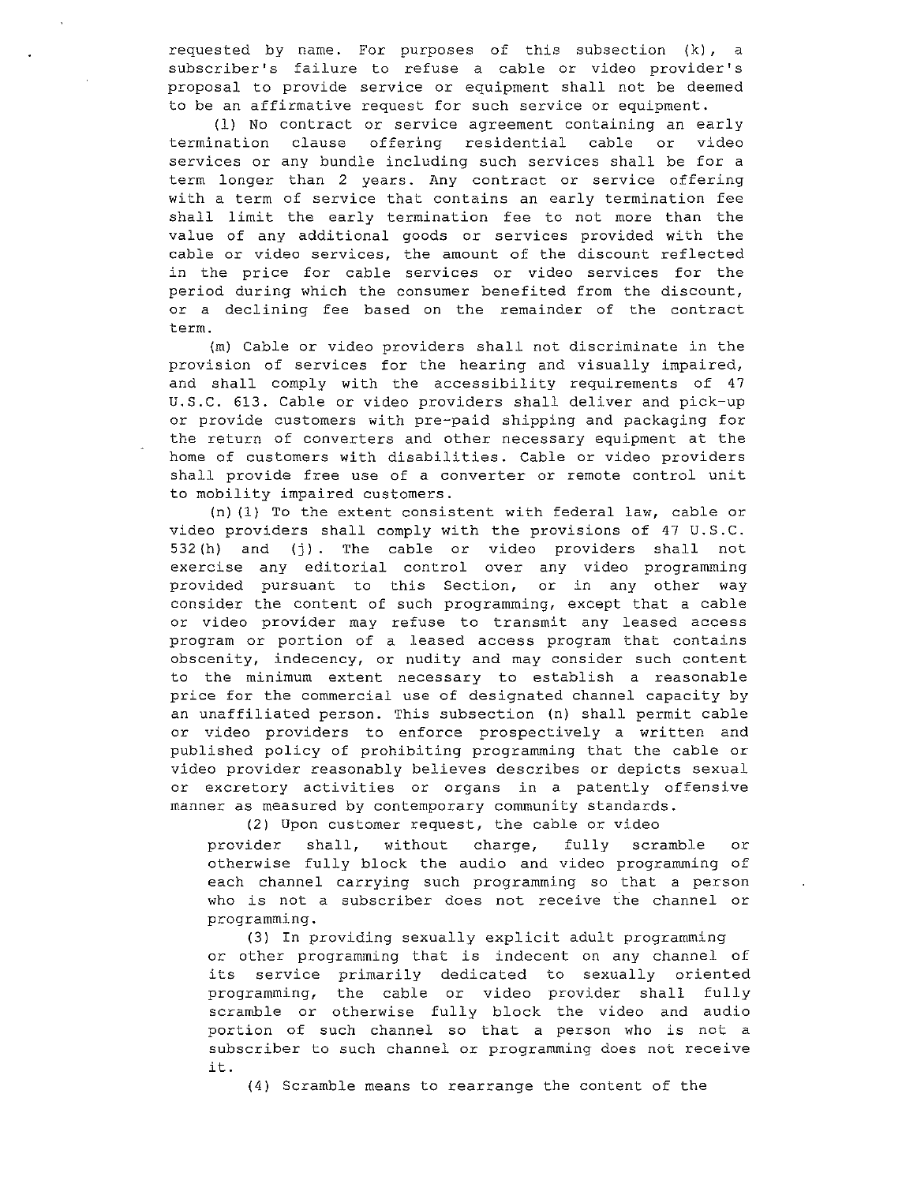requested by name. For purposes of this subsection (k), a subscriber's failure to refuse a cable or video provider's proposal to provide service or equipment shall not be deemed to be an affirmative request for such service or equipment.

(l) No contract or service agreement containing an early termination clause offering residential cable or video services or any bundle including such services shall be for a term longer than 2 years. Any contract or service offering with a term of service that contains an early termination fee shall limit the early termination fee to not more than the value of any additional goods or services provided with the cable or video services, the amount of the discount reflected in the price for cable services or video services for the period during which the consumer benefited from the discount, or a declining fee based on the remainder of the contract term.

(m) Cable or video providers shall not discriminate in the provision of services for the hearing and visually impaired, and shall comply with the accessibility requirements of 47 U.S.C. 613. Cable or video providers shall deliver and pick-up or provide customers with pre-paid shipping and packaging for the return of converters and other necessary equipment at the home of customers with disabilities. Cable or video providers shall provide free use of a converter or remote control unit to mobility impaired customers.

(n)(1) To the extent consistent with federal law, cable or video providers shall comply with the provisions of 47 U.S.C. 532(h) and (j). The cable or video providers shall not exercise any editorial control over any video programming provided pursuant to this Section, or in any other way consider the content of such programming, except that a cable or video provider may refuse to transmit any leased access program or portion of a leased access program that contains obscenity, indecency, or nudity and may consider such content to the minimum extent necessary to establish a reasonable price for the commercial use of designated channel capacity by an unaffiliated person. This subsection (n) shall permit cable or video providers to enforce prospectively a written and published policy of prohibiting programming that the cable or video provider reasonably believes describes or depicts sexual or excretory activities or organs in a patently offensive manner as measured by contemporary community standards.

(2) Upon customer request, the cable or video provider shall, without charge, fully scramble or otherwise fully block the audio and video programming of each channel carrying such programming so that a person who is not a subscriber does not receive the channel or programming.

(3) In providing sexually explicit adult programming or other programming that is indecent on any channel of its service primarily dedicated to sexually oriented programming, the cable or video provider shall fully scramble or otherwise fully block the video and audio portion of such channel so that a person who is not a subscriber to such channel or programming does not receive it.

(4) Scramble means to rearrange the content of the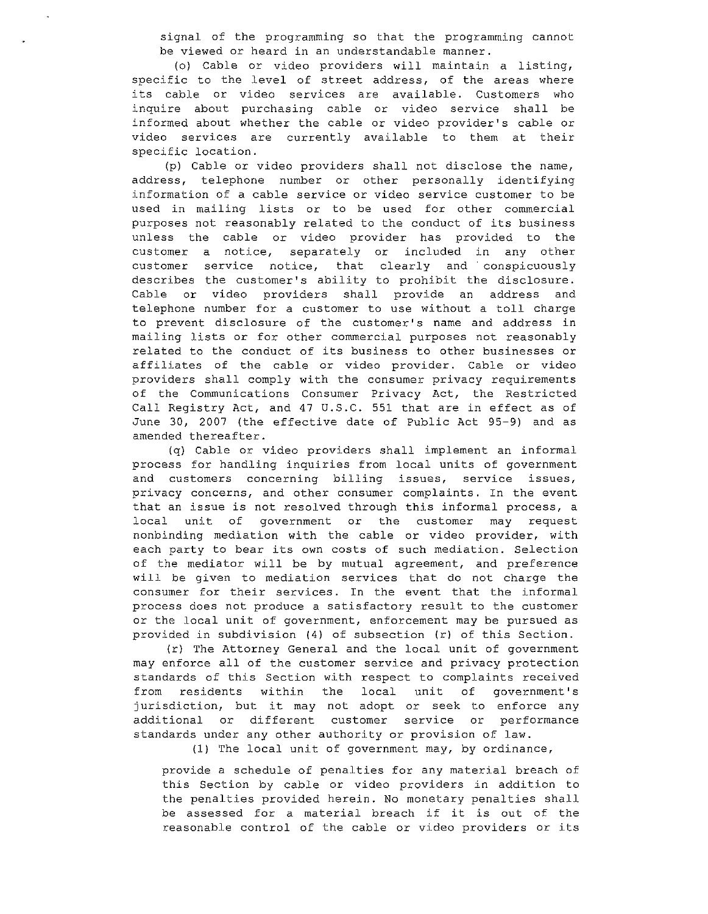signal of the programming so that the programming cannot be viewed or heard in an understandable manner.

(o) Cable or video providers will maintain a listing, specific to the level of street address, of the areas where its cable or video services are available. Customers who inquire about purchasing cable or video service shall be informed about whether the cable or video provider's cable or video services are currently available to them at their specific location.

(p) Cable or video providers shall not disclose the name, address, telephone number or other personally identifying information of a cable service or video service customer to be used in mailing lists or to be used for other commercial purposes not reasonably related to the conduct of its business unless the cable or video provider has provided to the customer a notice, separately or included in any other customer service notice, that clearly and conspicuously describes the customer's ability to prohibit the disclosure. Cable or video providers shall provide an address and telephone number for a customer to use without a toll charge to prevent disclosure of the customer's name and address in mailing lists or for other commercial purposes not reasonably related to the conduct of its business to other businesses or affiliates of the cable or video provider. Cable or video providers shall comply with the consumer privacy requirements of the Communications Consumer Privacy Act, the Restricted Call Registry Act, and 47 U.S.C. 551 that are in effect as of June 30, 2007 (the effective date of Public Act 95-9) and as amended thereafter.

(q) Cable or video providers shall implement an informal process for handling inquiries from local units of government and customers concerning billing issues, service issues, privacy concerns, and other consumer complaints. In the event that an issue is not resolved through this informal process, a local unit of government or the customer may request nonbinding mediation with the cable or video provider, with each party to bear its own costs of such mediation. Selection of the mediator will be by mutual agreement, and preference will be given to mediation services that do not charge the consumer for their services. In the event that the informal process does not produce a satisfactory result to the customer or the local unit of government, enforcement may be pursued as provided in subdivision (4) of subsection (r) of this Section.

(r) The Attorney General and the local unit of government may enforce all of the customer service and privacy protection standards of this Section with respect to complaints received from residents within the local unit of government's jurisdiction, but it may not adopt or seek to enforce any additional or different customer service or performance standards under any other authority or provision of law.

(1) The local unit of government may, by ordinance, provide a schedule of penalties for any material breach of this Section by cable or video providers in addition to the penalties provided herein. No monetary penalties shall be assessed for a material breach if it is out of the reasonable control of the cable or video providers or its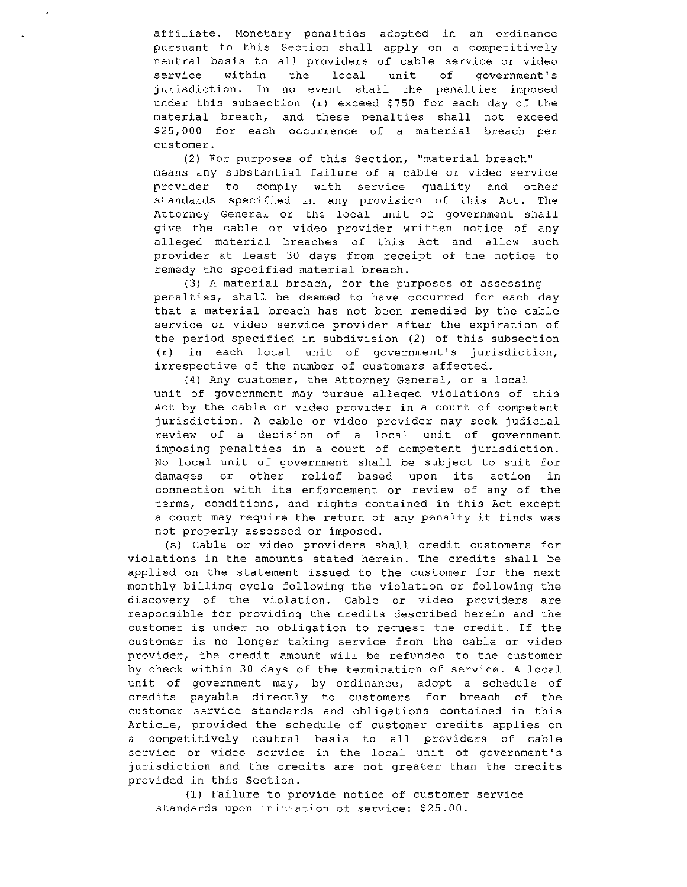affiliate. Monetary penalties adopted in an ordinance pursuant to this Section shall apply on a competitively neutral basis to all providers of cable service or video service within the local unit of government's jurisdiction. In no event shall the penalties imposed under this subsection (r) exceed $750 for each day of the material breach, and these penalties shall not exceed $25,000 for each occurrence of a material breach per customer.

(2) For purposes of this Section, "material breach" means any substantial failure of a cable or video service provider to comply with service quality and other standards specified in any provision of this Act. The Attorney General or the local unit of government shall give the cable or video provider written notice of any alleged material breaches of this Act and allow such provider at least 30 days from receipt of the notice to remedy the specified material breach.

(3) A material breach, for the purposes of assessing penalties, shall be deemed to have occurred for each day that a material breach has not been remedied by the cable service or video service provider after the expiration of the period specified in subdivision (2) of this subsection (r) in each local unit of government's jurisdiction, irrespective of the number of customers affected.

(4) Any customer, the Attorney General, or a local unit of government may pursue alleged violations of this Act by the cable or video provider in a court of competent jurisdiction. A cable or video provider may seek judicial review of a decision of a local unit of government imposing penalties in a court of competent jurisdiction. No local unit of government shall be subject to suit for damages or other relief based upon its action in connection with its enforcement or review of any of the terms, conditions, and rights contained in this Act except a court may require the return of any penalty it finds was not properly assessed or imposed.

(s) Cable or video providers shall credit customers for violations in the amounts stated herein. The credits shall be applied on the statement issued to the customer for the next monthly billing cycle following the violation or following the discovery of the violation. Cable or video providers are responsible for providing the credits described herein and the customer is under no obligation to request the credit. If the customer is no longer taking service from the cable or video provider, the credit amount will be refunded to the customer by check within 30 days of the termination of service. A local unit of government may, by ordinance, adopt a schedule of credits payable directly to customers for breach of the customer service standards and obligations contained in this Article, provided the schedule of customer credits applies on a competitively neutral basis to all providers of cable service or video service in the local unit of government's jurisdiction and the credits are not greater than the credits provided in this Section.

(1) Failure to provide notice of customer service standards upon initiation of service: $25.00.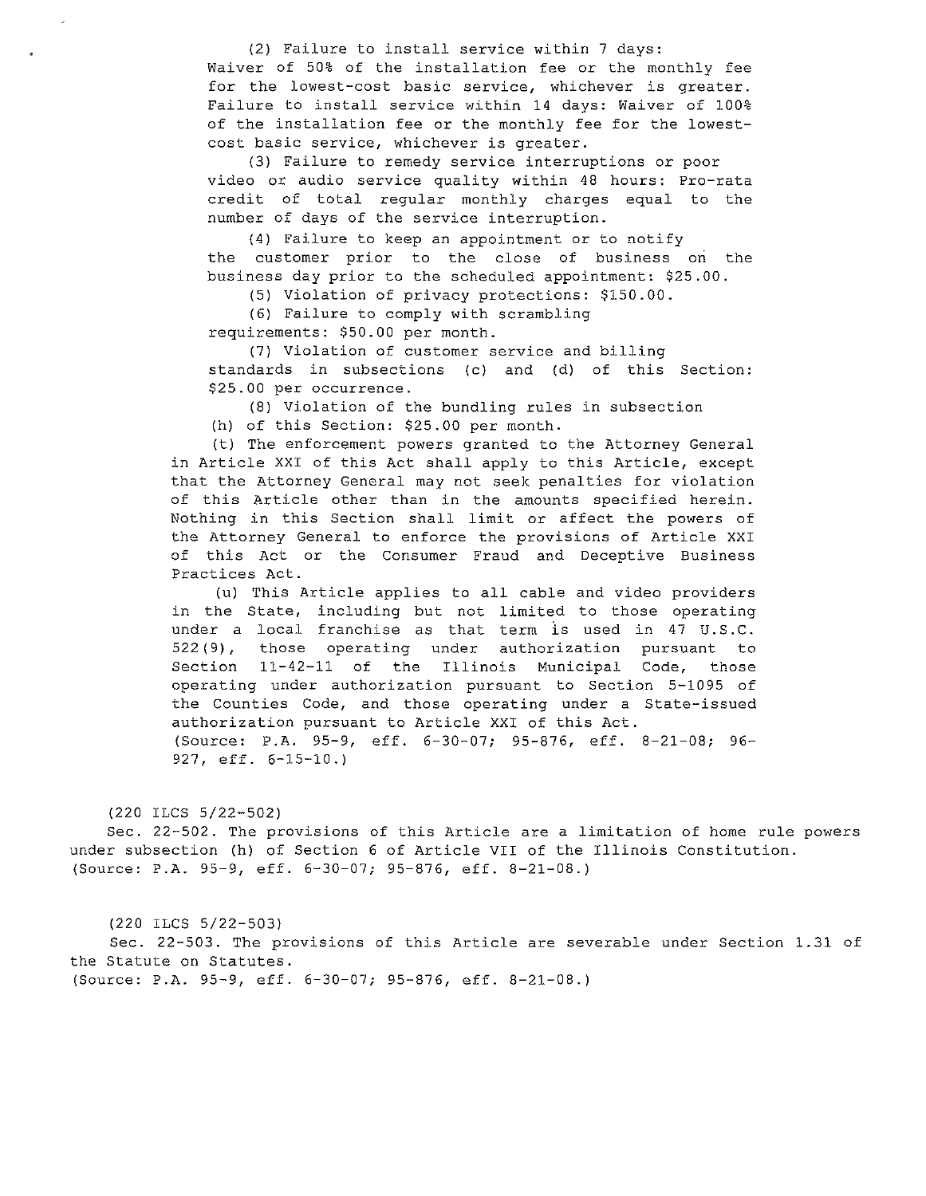(2) Failure to install service within 7 days: Waiver of 50% of the installation fee or the monthly fee for the lowest-cost basic service, whichever is greater. Failure to install service within 14 days: Waiver of 100% of the installation fee or the monthly fee for the lowest-cost basic service, whichever is greater.

(3) Failure to remedy service interruptions or poor video or audio service quality within 48 hours: Pro-rata credit of total regular monthly charges equal to the number of days of the service interruption.

(4) Failure to keep an appointment or to notify the customer prior to the close of business on the business day prior to the scheduled appointment: $25.00.

(5) Violation of privacy protections: $150.00.

(6) Failure to comply with scrambling requirements: $50.00 per month.

(7) Violation of customer service and billing standards in subsections (c) and (d) of this Section: $25.00 per occurrence.

(8) Violation of the bundling rules in subsection (h) of this Section: $25.00 per month.

(t) The enforcement powers granted to the Attorney General in Article XXI of this Act shall apply to this Article, except that the Attorney General may not seek penalties for violation of this Article other than in the amounts specified herein. Nothing in this Section shall limit or affect the powers of the Attorney General to enforce the provisions of Article XXI of this Act or the Consumer Fraud and Deceptive Business Practices Act.

(u) This Article applies to all cable and video providers in the State, including but not limited to those operating under a local franchise as that term is used in 47 U.S.C. 522(9), those operating under authorization pursuant to Section 11-42-11 of the Illinois Municipal Code, those operating under authorization pursuant to Section 5-1095 of the Counties Code, and those operating under a State-issued authorization pursuant to Article XXI of this Act.
(Source: P.A. 95-9, eff. 6-30-07; 95-876, eff. 8-21-08; 96-927, eff. 6-15-10.)

(220 ILCS 5/22-502)

Sec. 22-502. The provisions of this Article are a limitation of home rule powers under subsection (h) of Section 6 of Article VII of the Illinois Constitution.
(Source: P.A. 95-9, eff. 6-30-07; 95-876, eff. 8-21-08.)

(220 ILCS 5/22-503)

Sec. 22-503. The provisions of this Article are severable under Section 1.31 of the Statute on Statutes.
(Source: P.A. 95-9, eff. 6-30-07; 95-876, eff. 8-21-08.)